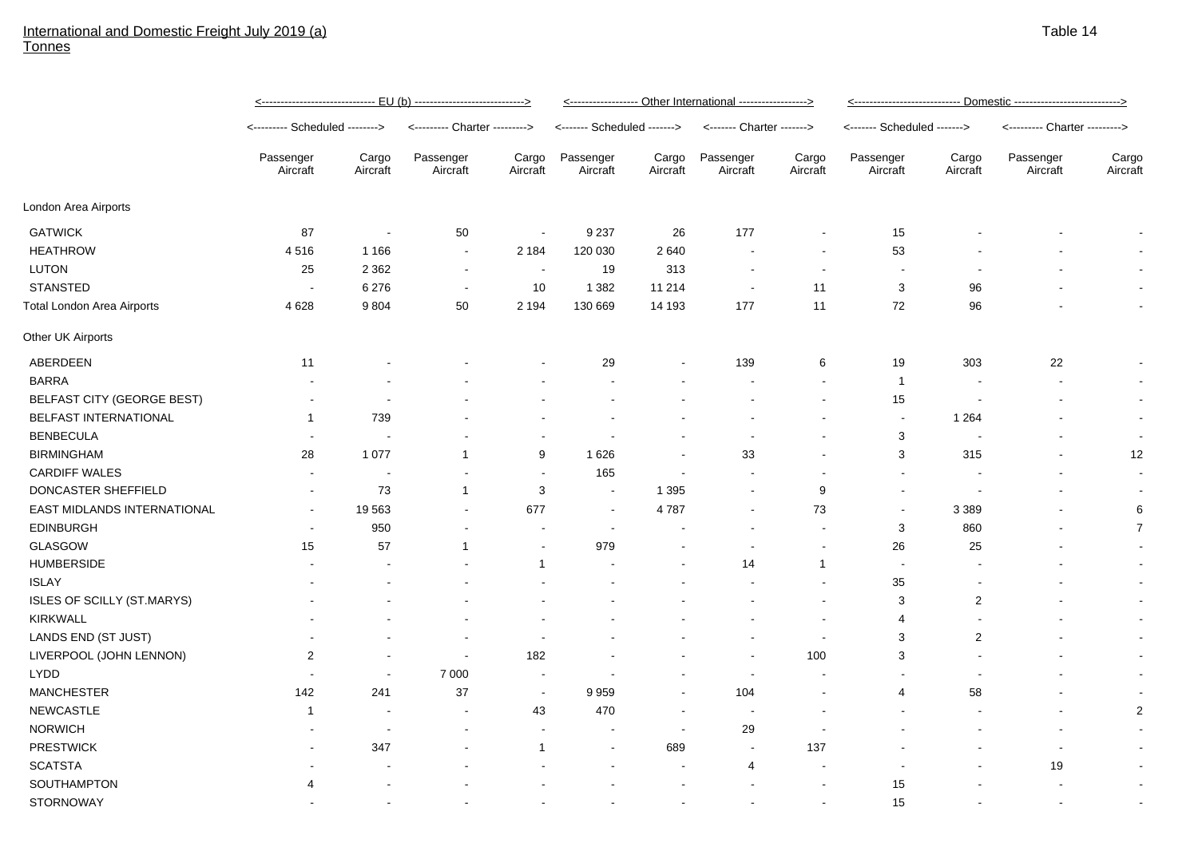International and Domestic Freight July 2019 (a)
Tonnes

Table 14

| | EU (b) | | | | Other International | | | | Domestic | | | |
|---|---|---|---|---|---|---|---|---|---|---|---|---|
| | Scheduled | | Charter | | Scheduled | | Charter | | Scheduled | | Charter | |
| | Passenger Aircraft | Cargo Aircraft | Passenger Aircraft | Cargo Aircraft | Passenger Aircraft | Cargo Aircraft | Passenger Aircraft | Cargo Aircraft | Passenger Aircraft | Cargo Aircraft | Passenger Aircraft | Cargo Aircraft |
| London Area Airports | | | | | | | | | | | | |
| GATWICK | 87 | - | 50 | - | 9 237 | 26 | 177 | - | 15 | - | - | - |
| HEATHROW | 4 516 | 1 166 | - | 2 184 | 120 030 | 2 640 | - | - | 53 | - | - | - |
| LUTON | 25 | 2 362 | - | - | 19 | 313 | - | - | - | - | - | - |
| STANSTED | - | 6 276 | - | 10 | 1 382 | 11 214 | - | 11 | 3 | 96 | - | - |
| Total London Area Airports | 4 628 | 9 804 | 50 | 2 194 | 130 669 | 14 193 | 177 | 11 | 72 | 96 | - | - |
| Other UK Airports | | | | | | | | | | | | |
| ABERDEEN | 11 | - | - | - | 29 | - | 139 | 6 | 19 | 303 | 22 | - |
| BARRA | - | - | - | - | - | - | - | - | 1 | - | - | - |
| BELFAST CITY (GEORGE BEST) | - | - | - | - | - | - | - | - | 15 | - | - | - |
| BELFAST INTERNATIONAL | 1 | 739 | - | - | - | - | - | - | - | 1 264 | - | - |
| BENBECULA | - | - | - | - | - | - | - | - | 3 | - | - | - |
| BIRMINGHAM | 28 | 1 077 | 1 | 9 | 1 626 | - | 33 | - | 3 | 315 | - | 12 |
| CARDIFF WALES | - | - | - | - | 165 | - | - | - | - | - | - | - |
| DONCASTER SHEFFIELD | - | 73 | 1 | 3 | - | 1 395 | - | 9 | - | - | - | - |
| EAST MIDLANDS INTERNATIONAL | - | 19 563 | - | 677 | - | 4 787 | - | 73 | - | 3 389 | - | 6 |
| EDINBURGH | - | 950 | - | - | - | - | - | - | 3 | 860 | - | 7 |
| GLASGOW | 15 | 57 | 1 | - | 979 | - | - | - | 26 | 25 | - | - |
| HUMBERSIDE | - | - | - | 1 | - | - | 14 | 1 | - | - | - | - |
| ISLAY | - | - | - | - | - | - | - | - | 35 | - | - | - |
| ISLES OF SCILLY (ST.MARYS) | - | - | - | - | - | - | - | - | 3 | 2 | - | - |
| KIRKWALL | - | - | - | - | - | - | - | - | 4 | - | - | - |
| LANDS END (ST JUST) | - | - | - | - | - | - | - | - | 3 | 2 | - | - |
| LIVERPOOL (JOHN LENNON) | 2 | - | - | 182 | - | - | - | 100 | 3 | - | - | - |
| LYDD | - | - | 7 000 | - | - | - | - | - | - | - | - | - |
| MANCHESTER | 142 | 241 | 37 | - | 9 959 | - | 104 | - | 4 | 58 | - | - |
| NEWCASTLE | 1 | - | - | 43 | 470 | - | - | - | - | - | - | 2 |
| NORWICH | - | - | - | - | - | - | 29 | - | - | - | - | - |
| PRESTWICK | - | 347 | - | 1 | - | 689 | - | 137 | - | - | - | - |
| SCATSTA | - | - | - | - | - | - | 4 | - | - | - | 19 | - |
| SOUTHAMPTON | 4 | - | - | - | - | - | - | - | 15 | - | - | - |
| STORNOWAY | - | - | - | - | - | - | - | - | 15 | - | - | - |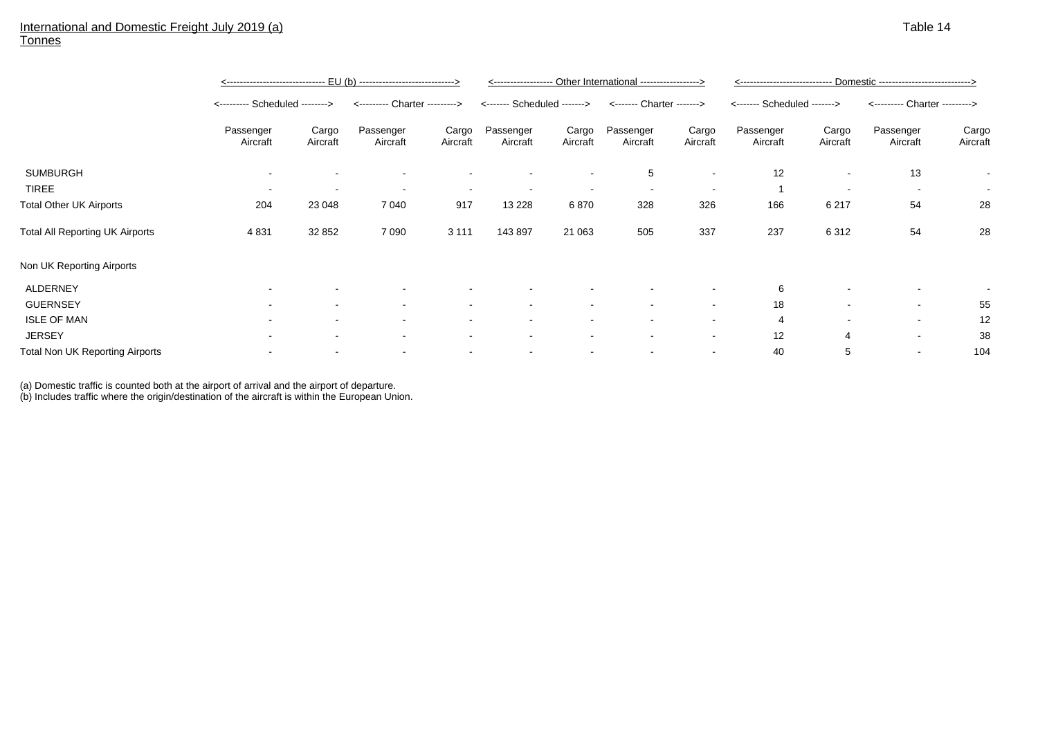International and Domestic Freight July 2019 (a)
Tonnes

Table 14

| | EU (b) | | | | Other International | | | | Domestic | | | |
|---|---|---|---|---|---|---|---|---|---|---|---|---|
| | Scheduled | | Charter | | Scheduled | | Charter | | Scheduled | | Charter | |
| | Passenger Aircraft | Cargo Aircraft | Passenger Aircraft | Cargo Aircraft | Passenger Aircraft | Cargo Aircraft | Passenger Aircraft | Cargo Aircraft | Passenger Aircraft | Cargo Aircraft | Passenger Aircraft | Cargo Aircraft |
| SUMBURGH | - | - | - | - | - | - | 5 | - | 12 | - | 13 | - |
| TIREE | - | - | - | - | - | - | - | - | 1 | - | - | - |
| Total Other UK Airports | 204 | 23 048 | 7 040 | 917 | 13 228 | 6 870 | 328 | 326 | 166 | 6 217 | 54 | 28 |
| Total All Reporting UK Airports | 4 831 | 32 852 | 7 090 | 3 111 | 143 897 | 21 063 | 505 | 337 | 237 | 6 312 | 54 | 28 |
| Non UK Reporting Airports | | | | | | | | | | | | |
| ALDERNEY | - | - | - | - | - | - | - | - | 6 | - | - | - |
| GUERNSEY | - | - | - | - | - | - | - | - | 18 | - | - | 55 |
| ISLE OF MAN | - | - | - | - | - | - | - | - | 4 | - | - | 12 |
| JERSEY | - | - | - | - | - | - | - | - | 12 | 4 | - | 38 |
| Total Non UK Reporting Airports | - | - | - | - | - | - | - | - | 40 | 5 | - | 104 |

(a) Domestic traffic is counted both at the airport of arrival and the airport of departure.
(b) Includes traffic where the origin/destination of the aircraft is within the European Union.